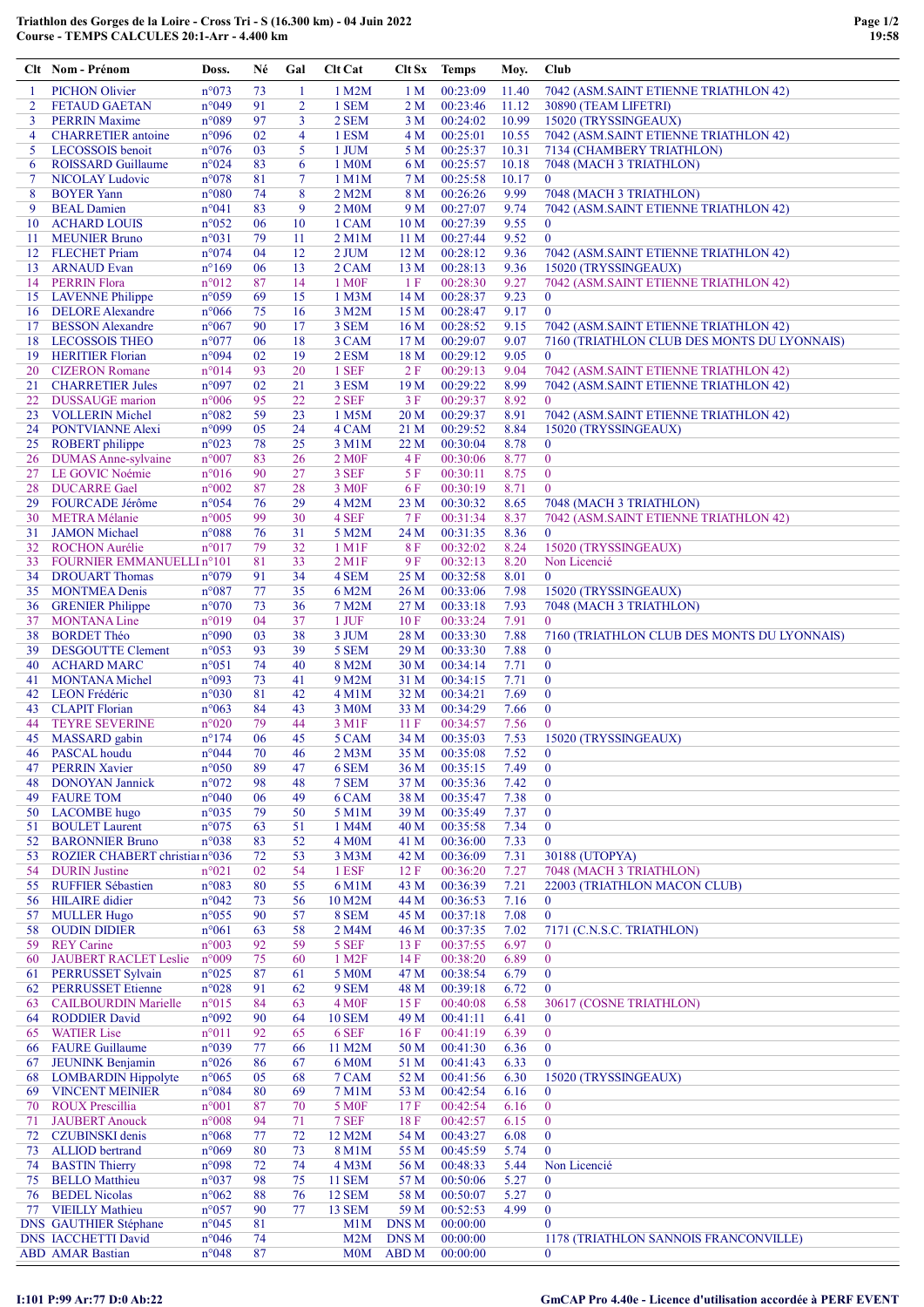**Triathlon des Gorges de la Loire - Cross Tri - S (16.300 km) - 04 Juin 2022**
**Course - TEMPS CALCULES 20:1-Arr - 4.400 km**

| Clt | Nom - Prénom | Doss. | Né | Gal | Clt Cat | Clt Sx | Temps | Moy. | Club |
|---|---|---|---|---|---|---|---|---|---|
| 1 | PICHON Olivier | n°073 | 73 | 1 | 1 M2M | 1 M | 00:23:09 | 11.40 | 7042 (ASM.SAINT ETIENNE TRIATHLON 42) |
| 2 | FETAUD GAETAN | n°049 | 91 | 2 | 1 SEM | 2 M | 00:23:46 | 11.12 | 30890 (TEAM LIFETRI) |
| 3 | PERRIN Maxime | n°089 | 97 | 3 | 2 SEM | 3 M | 00:24:02 | 10.99 | 15020 (TRYSSINGEAUX) |
| 4 | CHARRETIER antoine | n°096 | 02 | 4 | 1 ESM | 4 M | 00:25:01 | 10.55 | 7042 (ASM.SAINT ETIENNE TRIATHLON 42) |
| 5 | LECOSSOIS benoit | n°076 | 03 | 5 | 1 JUM | 5 M | 00:25:37 | 10.31 | 7134 (CHAMBERY TRIATHLON) |
| 6 | ROISSARD Guillaume | n°024 | 83 | 6 | 1 M0M | 6 M | 00:25:57 | 10.18 | 7048 (MACH 3 TRIATHLON) |
| 7 | NICOLAY Ludovic | n°078 | 81 | 7 | 1 M1M | 7 M | 00:25:58 | 10.17 | 0 |
| 8 | BOYER Yann | n°080 | 74 | 8 | 2 M2M | 8 M | 00:26:26 | 9.99 | 7048 (MACH 3 TRIATHLON) |
| 9 | BEAL Damien | n°041 | 83 | 9 | 2 M0M | 9 M | 00:27:07 | 9.74 | 7042 (ASM.SAINT ETIENNE TRIATHLON 42) |
| 10 | ACHARD LOUIS | n°052 | 06 | 10 | 1 CAM | 10 M | 00:27:39 | 9.55 | 0 |
| 11 | MEUNIER Bruno | n°031 | 79 | 11 | 2 M1M | 11 M | 00:27:44 | 9.52 | 0 |
| 12 | FLECHET Priam | n°074 | 04 | 12 | 2 JUM | 12 M | 00:28:12 | 9.36 | 7042 (ASM.SAINT ETIENNE TRIATHLON 42) |
| 13 | ARNAUD Evan | n°169 | 06 | 13 | 2 CAM | 13 M | 00:28:13 | 9.36 | 15020 (TRYSSINGEAUX) |
| 14 | PERRIN Flora | n°012 | 87 | 14 | 1 M0F | 1 F | 00:28:30 | 9.27 | 7042 (ASM.SAINT ETIENNE TRIATHLON 42) |
| 15 | LAVENNE Philippe | n°059 | 69 | 15 | 1 M3M | 14 M | 00:28:37 | 9.23 | 0 |
| 16 | DELORE Alexandre | n°066 | 75 | 16 | 3 M2M | 15 M | 00:28:47 | 9.17 | 0 |
| 17 | BESSON Alexandre | n°067 | 90 | 17 | 3 SEM | 16 M | 00:28:52 | 9.15 | 7042 (ASM.SAINT ETIENNE TRIATHLON 42) |
| 18 | LECOSSOIS THEO | n°077 | 06 | 18 | 3 CAM | 17 M | 00:29:07 | 9.07 | 7160 (TRIATHLON CLUB DES MONTS DU LYONNAIS) |
| 19 | HERITIER Florian | n°094 | 02 | 19 | 2 ESM | 18 M | 00:29:12 | 9.05 | 0 |
| 20 | CIZERON Romane | n°014 | 93 | 20 | 1 SEF | 2 F | 00:29:13 | 9.04 | 7042 (ASM.SAINT ETIENNE TRIATHLON 42) |
| 21 | CHARRETIER Jules | n°097 | 02 | 21 | 3 ESM | 19 M | 00:29:22 | 8.99 | 7042 (ASM.SAINT ETIENNE TRIATHLON 42) |
| 22 | DUSSAUGE marion | n°006 | 95 | 22 | 2 SEF | 3 F | 00:29:37 | 8.92 | 0 |
| 23 | VOLLERIN Michel | n°082 | 59 | 23 | 1 M5M | 20 M | 00:29:37 | 8.91 | 7042 (ASM.SAINT ETIENNE TRIATHLON 42) |
| 24 | PONTVIANNE Alexi | n°099 | 05 | 24 | 4 CAM | 21 M | 00:29:52 | 8.84 | 15020 (TRYSSINGEAUX) |
| 25 | ROBERT philippe | n°023 | 78 | 25 | 3 M1M | 22 M | 00:30:04 | 8.78 | 0 |
| 26 | DUMAS Anne-sylvaine | n°007 | 83 | 26 | 2 M0F | 4 F | 00:30:06 | 8.77 | 0 |
| 27 | LE GOVIC Noémie | n°016 | 90 | 27 | 3 SEF | 5 F | 00:30:11 | 8.75 | 0 |
| 28 | DUCARRE Gael | n°002 | 87 | 28 | 3 M0F | 6 F | 00:30:19 | 8.71 | 0 |
| 29 | FOURCADE Jérôme | n°054 | 76 | 29 | 4 M2M | 23 M | 00:30:32 | 8.65 | 7048 (MACH 3 TRIATHLON) |
| 30 | METRA Mélanie | n°005 | 99 | 30 | 4 SEF | 7 F | 00:31:34 | 8.37 | 7042 (ASM.SAINT ETIENNE TRIATHLON 42) |
| 31 | JAMON Michael | n°088 | 76 | 31 | 5 M2M | 24 M | 00:31:35 | 8.36 | 0 |
| 32 | ROCHON Aurélie | n°017 | 79 | 32 | 1 M1F | 8 F | 00:32:02 | 8.24 | 15020 (TRYSSINGEAUX) |
| 33 | FOURNIER EMMANUELLI | n°101 | 81 | 33 | 2 M1F | 9 F | 00:32:13 | 8.20 | Non Licencié |
| 34 | DROUART Thomas | n°079 | 91 | 34 | 4 SEM | 25 M | 00:32:58 | 8.01 | 0 |
| 35 | MONTMEA Denis | n°087 | 77 | 35 | 6 M2M | 26 M | 00:33:06 | 7.98 | 15020 (TRYSSINGEAUX) |
| 36 | GRENIER Philippe | n°070 | 73 | 36 | 7 M2M | 27 M | 00:33:18 | 7.93 | 7048 (MACH 3 TRIATHLON) |
| 37 | MONTANA Line | n°019 | 04 | 37 | 1 JUF | 10 F | 00:33:24 | 7.91 | 0 |
| 38 | BORDET Théo | n°090 | 03 | 38 | 3 JUM | 28 M | 00:33:30 | 7.88 | 7160 (TRIATHLON CLUB DES MONTS DU LYONNAIS) |
| 39 | DESGOUTTE Clement | n°053 | 93 | 39 | 5 SEM | 29 M | 00:33:30 | 7.88 | 0 |
| 40 | ACHARD MARC | n°051 | 74 | 40 | 8 M2M | 30 M | 00:34:14 | 7.71 | 0 |
| 41 | MONTANA Michel | n°093 | 73 | 41 | 9 M2M | 31 M | 00:34:15 | 7.71 | 0 |
| 42 | LEON Frédéric | n°030 | 81 | 42 | 4 M1M | 32 M | 00:34:21 | 7.69 | 0 |
| 43 | CLAPIT Florian | n°063 | 84 | 43 | 3 M0M | 33 M | 00:34:29 | 7.66 | 0 |
| 44 | TEYRE SEVERINE | n°020 | 79 | 44 | 3 M1F | 11 F | 00:34:57 | 7.56 | 0 |
| 45 | MASSARD gabin | n°174 | 06 | 45 | 5 CAM | 34 M | 00:35:03 | 7.53 | 15020 (TRYSSINGEAUX) |
| 46 | PASCAL houdu | n°044 | 70 | 46 | 2 M3M | 35 M | 00:35:08 | 7.52 | 0 |
| 47 | PERRIN Xavier | n°050 | 89 | 47 | 6 SEM | 36 M | 00:35:15 | 7.49 | 0 |
| 48 | DONOYAN Jannick | n°072 | 98 | 48 | 7 SEM | 37 M | 00:35:36 | 7.42 | 0 |
| 49 | FAURE TOM | n°040 | 06 | 49 | 6 CAM | 38 M | 00:35:47 | 7.38 | 0 |
| 50 | LACOMBE hugo | n°035 | 79 | 50 | 5 M1M | 39 M | 00:35:49 | 7.37 | 0 |
| 51 | BOULET Laurent | n°075 | 63 | 51 | 1 M4M | 40 M | 00:35:58 | 7.34 | 0 |
| 52 | BARONNIER Bruno | n°038 | 83 | 52 | 4 M0M | 41 M | 00:36:00 | 7.33 | 0 |
| 53 | ROZIER CHABERT christian | n°036 | 72 | 53 | 3 M3M | 42 M | 00:36:09 | 7.31 | 30188 (UTOPYA) |
| 54 | DURIN Justine | n°021 | 02 | 54 | 1 ESF | 12 F | 00:36:20 | 7.27 | 7048 (MACH 3 TRIATHLON) |
| 55 | RUFFIER Sébastien | n°083 | 80 | 55 | 6 M1M | 43 M | 00:36:39 | 7.21 | 22003 (TRIATHLON MACON CLUB) |
| 56 | HILAIRE didier | n°042 | 73 | 56 | 10 M2M | 44 M | 00:36:53 | 7.16 | 0 |
| 57 | MULLER Hugo | n°055 | 90 | 57 | 8 SEM | 45 M | 00:37:18 | 7.08 | 0 |
| 58 | OUDIN DIDIER | n°061 | 63 | 58 | 2 M4M | 46 M | 00:37:35 | 7.02 | 7171 (C.N.S.C. TRIATHLON) |
| 59 | REY Carine | n°003 | 92 | 59 | 5 SEF | 13 F | 00:37:55 | 6.97 | 0 |
| 60 | JAUBERT RACLET Leslie | n°009 | 75 | 60 | 1 M2F | 14 F | 00:38:20 | 6.89 | 0 |
| 61 | PERRUSSET Sylvain | n°025 | 87 | 61 | 5 M0M | 47 M | 00:38:54 | 6.79 | 0 |
| 62 | PERRUSSET Etienne | n°028 | 91 | 62 | 9 SEM | 48 M | 00:39:18 | 6.72 | 0 |
| 63 | CAILBOURDIN Marielle | n°015 | 84 | 63 | 4 M0F | 15 F | 00:40:08 | 6.58 | 30617 (COSNE TRIATHLON) |
| 64 | RODDIER David | n°092 | 90 | 64 | 10 SEM | 49 M | 00:41:11 | 6.41 | 0 |
| 65 | WATIER Lise | n°011 | 92 | 65 | 6 SEF | 16 F | 00:41:19 | 6.39 | 0 |
| 66 | FAURE Guillaume | n°039 | 77 | 66 | 11 M2M | 50 M | 00:41:30 | 6.36 | 0 |
| 67 | JEUNINK Benjamin | n°026 | 86 | 67 | 6 M0M | 51 M | 00:41:43 | 6.33 | 0 |
| 68 | LOMBARDIN Hippolyte | n°065 | 05 | 68 | 7 CAM | 52 M | 00:41:56 | 6.30 | 15020 (TRYSSINGEAUX) |
| 69 | VINCENT MEINIER | n°084 | 80 | 69 | 7 M1M | 53 M | 00:42:54 | 6.16 | 0 |
| 70 | ROUX Prescillia | n°001 | 87 | 70 | 5 M0F | 17 F | 00:42:54 | 6.16 | 0 |
| 71 | JAUBERT Anouck | n°008 | 94 | 71 | 7 SEF | 18 F | 00:42:57 | 6.15 | 0 |
| 72 | CZUBINSKI denis | n°068 | 77 | 72 | 12 M2M | 54 M | 00:43:27 | 6.08 | 0 |
| 73 | ALLIOD bertrand | n°069 | 80 | 73 | 8 M1M | 55 M | 00:45:59 | 5.74 | 0 |
| 74 | BASTIN Thierry | n°098 | 72 | 74 | 4 M3M | 56 M | 00:48:33 | 5.44 | Non Licencié |
| 75 | BELLO Matthieu | n°037 | 98 | 75 | 11 SEM | 57 M | 00:50:06 | 5.27 | 0 |
| 76 | BEDEL Nicolas | n°062 | 88 | 76 | 12 SEM | 58 M | 00:50:07 | 5.27 | 0 |
| 77 | VIEILLY Mathieu | n°057 | 90 | 77 | 13 SEM | 59 M | 00:52:53 | 4.99 | 0 |
| DNS | GAUTHIER Stéphane | n°045 | 81 | | M1M | DNS M | 00:00:00 | | 0 |
| DNS | IACCHETTI David | n°046 | 74 | | M2M | DNS M | 00:00:00 | | 1178 (TRIATHLON SANNOIS FRANCONVILLE) |
| ABD | AMAR Bastian | n°048 | 87 | | M0M | ABD M | 00:00:00 | | 0 |

I:101 P:99 Ar:77 D:0 Ab:22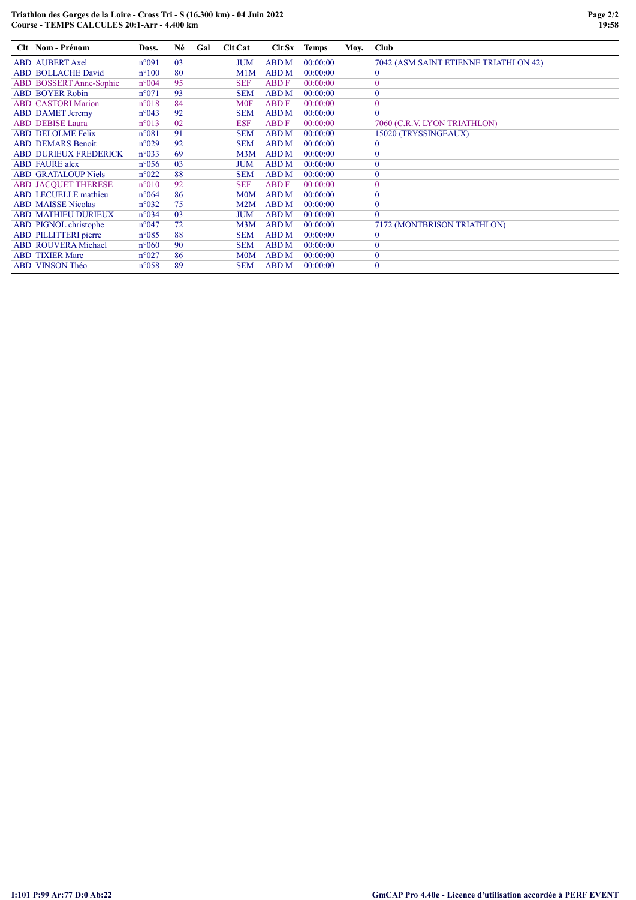**Triathlon des Gorges de la Loire - Cross Tri - S (16.300 km) - 04 Juin 2022**
**Course - TEMPS CALCULES 20:1-Arr - 4.400 km**

| Clt | Nom - Prénom | Doss. | Né | Gal | Clt Cat | Clt Sx | Temps | Moy. | Club |
|---|---|---|---|---|---|---|---|---|---|
| ABD | AUBERT Axel | n°091 | 03 | | JUM | ABD M | 00:00:00 | | 7042 (ASM.SAINT ETIENNE TRIATHLON 42) |
| ABD | BOLLACHE David | n°100 | 80 | | M1M | ABD M | 00:00:00 | | 0 |
| ABD | BOSSERT Anne-Sophie | n°004 | 95 | | SEF | ABD F | 00:00:00 | | 0 |
| ABD | BOYER Robin | n°071 | 93 | | SEM | ABD M | 00:00:00 | | 0 |
| ABD | CASTORI Marion | n°018 | 84 | | M0F | ABD F | 00:00:00 | | 0 |
| ABD | DAMET Jeremy | n°043 | 92 | | SEM | ABD M | 00:00:00 | | 0 |
| ABD | DEBISE Laura | n°013 | 02 | | ESF | ABD F | 00:00:00 | | 7060 (C.R.V. LYON TRIATHLON) |
| ABD | DELOLME Felix | n°081 | 91 | | SEM | ABD M | 00:00:00 | | 15020 (TRYSSINGEAUX) |
| ABD | DEMARS Benoit | n°029 | 92 | | SEM | ABD M | 00:00:00 | | 0 |
| ABD | DURIEUX FREDERICK | n°033 | 69 | | M3M | ABD M | 00:00:00 | | 0 |
| ABD | FAURE alex | n°056 | 03 | | JUM | ABD M | 00:00:00 | | 0 |
| ABD | GRATALOUP Niels | n°022 | 88 | | SEM | ABD M | 00:00:00 | | 0 |
| ABD | JACQUET THERESE | n°010 | 92 | | SEF | ABD F | 00:00:00 | | 0 |
| ABD | LECUELLE mathieu | n°064 | 86 | | M0M | ABD M | 00:00:00 | | 0 |
| ABD | MAISSE Nicolas | n°032 | 75 | | M2M | ABD M | 00:00:00 | | 0 |
| ABD | MATHIEU DURIEUX | n°034 | 03 | | JUM | ABD M | 00:00:00 | | 0 |
| ABD | PIGNOL christophe | n°047 | 72 | | M3M | ABD M | 00:00:00 | | 7172 (MONTBRISON TRIATHLON) |
| ABD | PILLITTERI pierre | n°085 | 88 | | SEM | ABD M | 00:00:00 | | 0 |
| ABD | ROUVERA Michael | n°060 | 90 | | SEM | ABD M | 00:00:00 | | 0 |
| ABD | TIXIER Marc | n°027 | 86 | | M0M | ABD M | 00:00:00 | | 0 |
| ABD | VINSON Théo | n°058 | 89 | | SEM | ABD M | 00:00:00 | | 0 |

I:101 P:99 Ar:77 D:0 Ab:22

GmCAP Pro 4.40e - Licence d'utilisation accordée à PERF EVENT